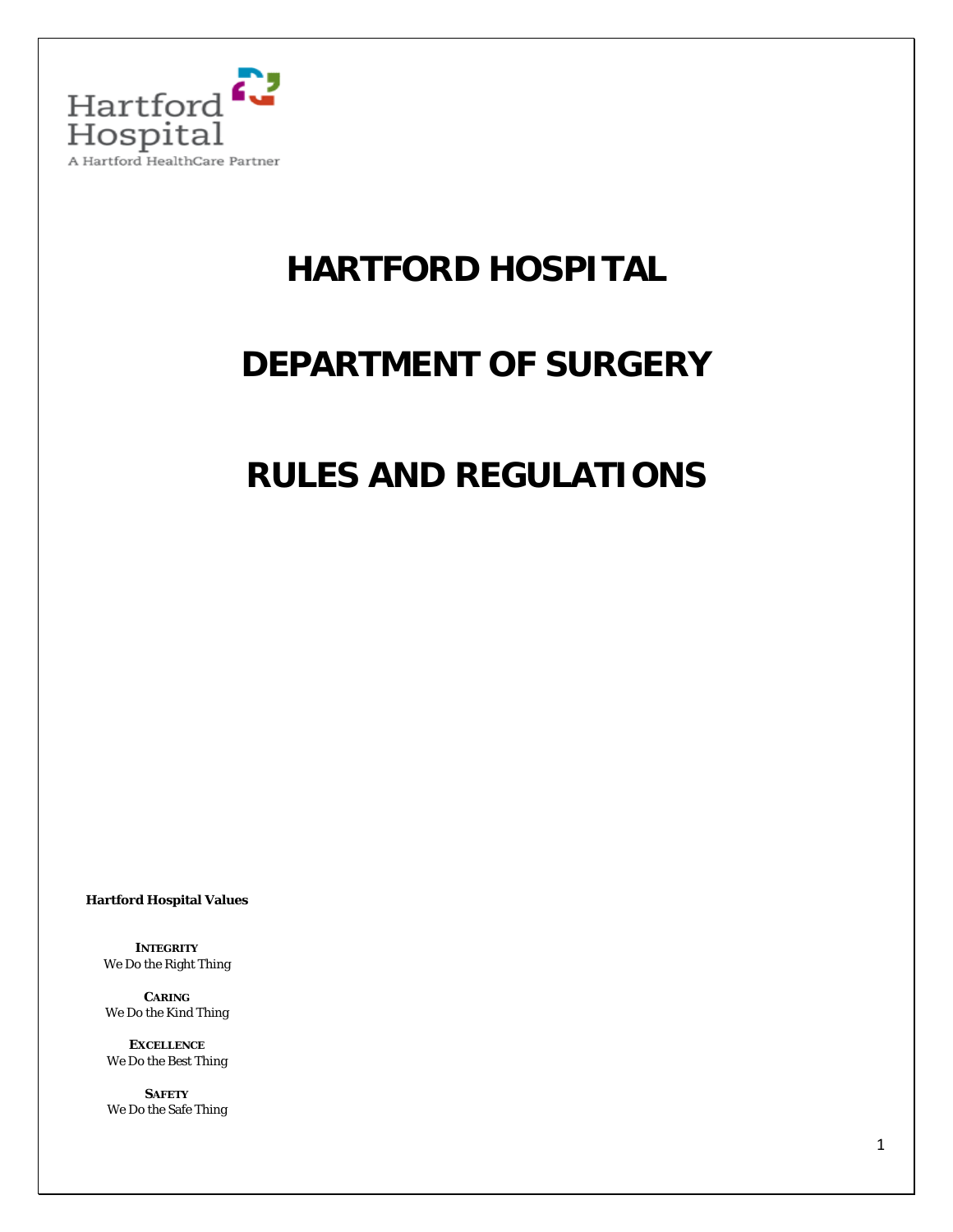Hartford Hospital
A Hartford HealthCare Partner

# HARTFORD HOSPITAL

# DEPARTMENT OF SURGERY

# RULES AND REGULATIONS

**Hartford Hospital Values**

**INTEGRITY**
We Do the Right Thing

**CARING**
We Do the Kind Thing

**EXCELLENCE**
We Do the Best Thing

**SAFETY**
We Do the Safe Thing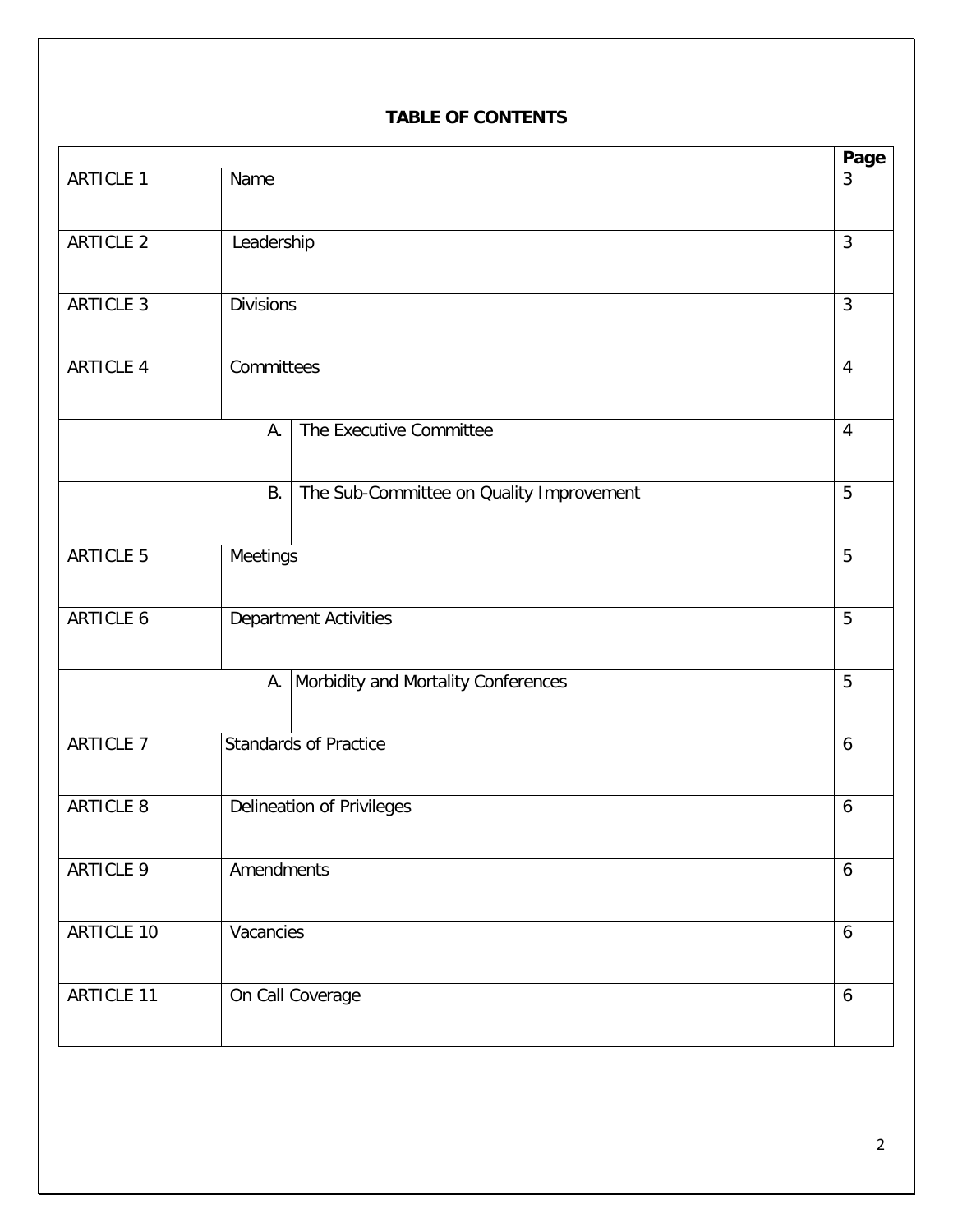**TABLE OF CONTENTS**

| | | | Page |
|---|---|---|---|
| ARTICLE 1 | Name | | 3 |
| ARTICLE 2 | Leadership | | 3 |
| ARTICLE 3 | Divisions | | 3 |
| ARTICLE 4 | Committees | | 4 |
| | A. | The Executive Committee | 4 |
| | B. | The Sub-Committee on Quality Improvement | 5 |
| ARTICLE 5 | Meetings | | 5 |
| ARTICLE 6 | Department Activities | | 5 |
| | A. | Morbidity and Mortality Conferences | 5 |
| ARTICLE 7 | Standards of Practice | | 6 |
| ARTICLE 8 | Delineation of Privileges | | 6 |
| ARTICLE 9 | Amendments | | 6 |
| ARTICLE 10 | Vacancies | | 6 |
| ARTICLE 11 | On Call Coverage | | 6 |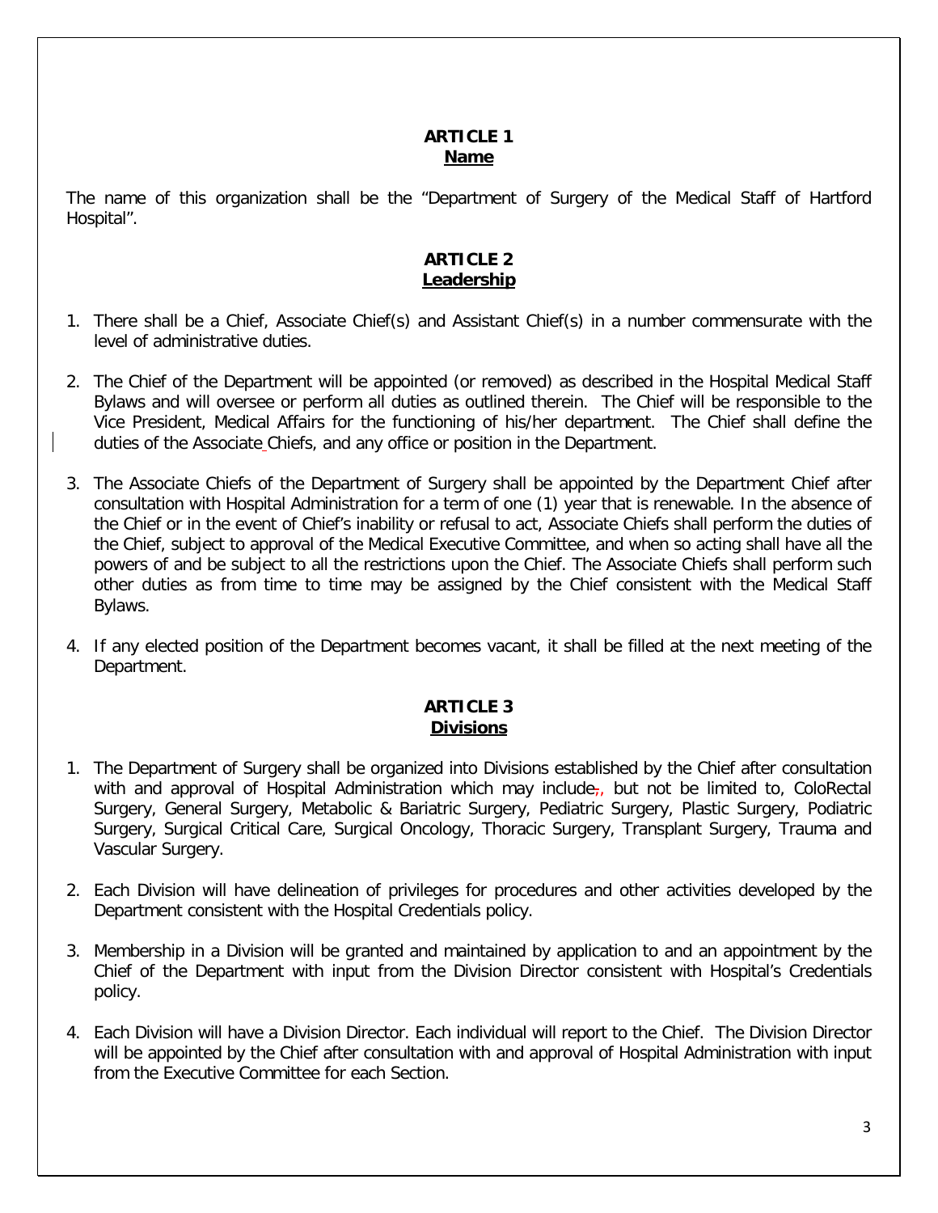## ARTICLE 1
## Name

The name of this organization shall be the "Department of Surgery of the Medical Staff of Hartford Hospital".

## ARTICLE 2
## Leadership

1. There shall be a Chief, Associate Chief(s) and Assistant Chief(s) in a number commensurate with the level of administrative duties.

2. The Chief of the Department will be appointed (or removed) as described in the Hospital Medical Staff Bylaws and will oversee or perform all duties as outlined therein. The Chief will be responsible to the Vice President, Medical Affairs for the functioning of his/her department. The Chief shall define the duties of the Associate Chiefs, and any office or position in the Department.

3. The Associate Chiefs of the Department of Surgery shall be appointed by the Department Chief after consultation with Hospital Administration for a term of one (1) year that is renewable. In the absence of the Chief or in the event of Chief's inability or refusal to act, Associate Chiefs shall perform the duties of the Chief, subject to approval of the Medical Executive Committee, and when so acting shall have all the powers of and be subject to all the restrictions upon the Chief. The Associate Chiefs shall perform such other duties as from time to time may be assigned by the Chief consistent with the Medical Staff Bylaws.

4. If any elected position of the Department becomes vacant, it shall be filled at the next meeting of the Department.

## ARTICLE 3
## Divisions

1. The Department of Surgery shall be organized into Divisions established by the Chief after consultation with and approval of Hospital Administration which may include, but not be limited to, ColoRectal Surgery, General Surgery, Metabolic & Bariatric Surgery, Pediatric Surgery, Plastic Surgery, Podiatric Surgery, Surgical Critical Care, Surgical Oncology, Thoracic Surgery, Transplant Surgery, Trauma and Vascular Surgery.

2. Each Division will have delineation of privileges for procedures and other activities developed by the Department consistent with the Hospital Credentials policy.

3. Membership in a Division will be granted and maintained by application to and an appointment by the Chief of the Department with input from the Division Director consistent with Hospital's Credentials policy.

4. Each Division will have a Division Director. Each individual will report to the Chief. The Division Director will be appointed by the Chief after consultation with and approval of Hospital Administration with input from the Executive Committee for each Section.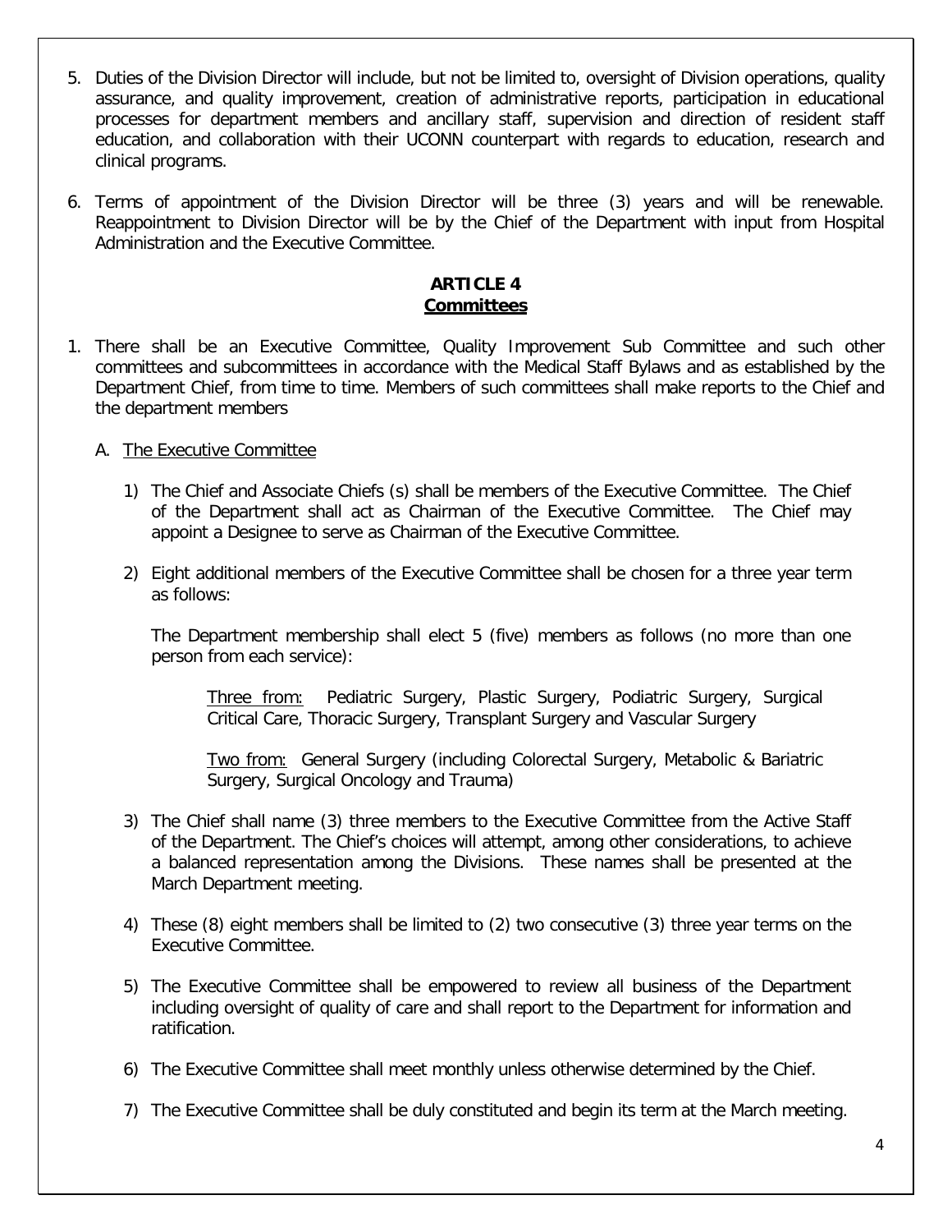5. Duties of the Division Director will include, but not be limited to, oversight of Division operations, quality assurance, and quality improvement, creation of administrative reports, participation in educational processes for department members and ancillary staff, supervision and direction of resident staff education, and collaboration with their UCONN counterpart with regards to education, research and clinical programs.

6. Terms of appointment of the Division Director will be three (3) years and will be renewable. Reappointment to Division Director will be by the Chief of the Department with input from Hospital Administration and the Executive Committee.

## ARTICLE 4
## Committees

1. There shall be an Executive Committee, Quality Improvement Sub Committee and such other committees and subcommittees in accordance with the Medical Staff Bylaws and as established by the Department Chief, from time to time. Members of such committees shall make reports to the Chief and the department members

   A. The Executive Committee

      1) The Chief and Associate Chiefs (s) shall be members of the Executive Committee. The Chief of the Department shall act as Chairman of the Executive Committee. The Chief may appoint a Designee to serve as Chairman of the Executive Committee.

      2) Eight additional members of the Executive Committee shall be chosen for a three year term as follows:

         The Department membership shall elect 5 (five) members as follows (no more than one person from each service):

         Three from: Pediatric Surgery, Plastic Surgery, Podiatric Surgery, Surgical Critical Care, Thoracic Surgery, Transplant Surgery and Vascular Surgery

         Two from: General Surgery (including Colorectal Surgery, Metabolic & Bariatric Surgery, Surgical Oncology and Trauma)

      3) The Chief shall name (3) three members to the Executive Committee from the Active Staff of the Department. The Chief's choices will attempt, among other considerations, to achieve a balanced representation among the Divisions. These names shall be presented at the March Department meeting.

      4) These (8) eight members shall be limited to (2) two consecutive (3) three year terms on the Executive Committee.

      5) The Executive Committee shall be empowered to review all business of the Department including oversight of quality of care and shall report to the Department for information and ratification.

      6) The Executive Committee shall meet monthly unless otherwise determined by the Chief.

      7) The Executive Committee shall be duly constituted and begin its term at the March meeting.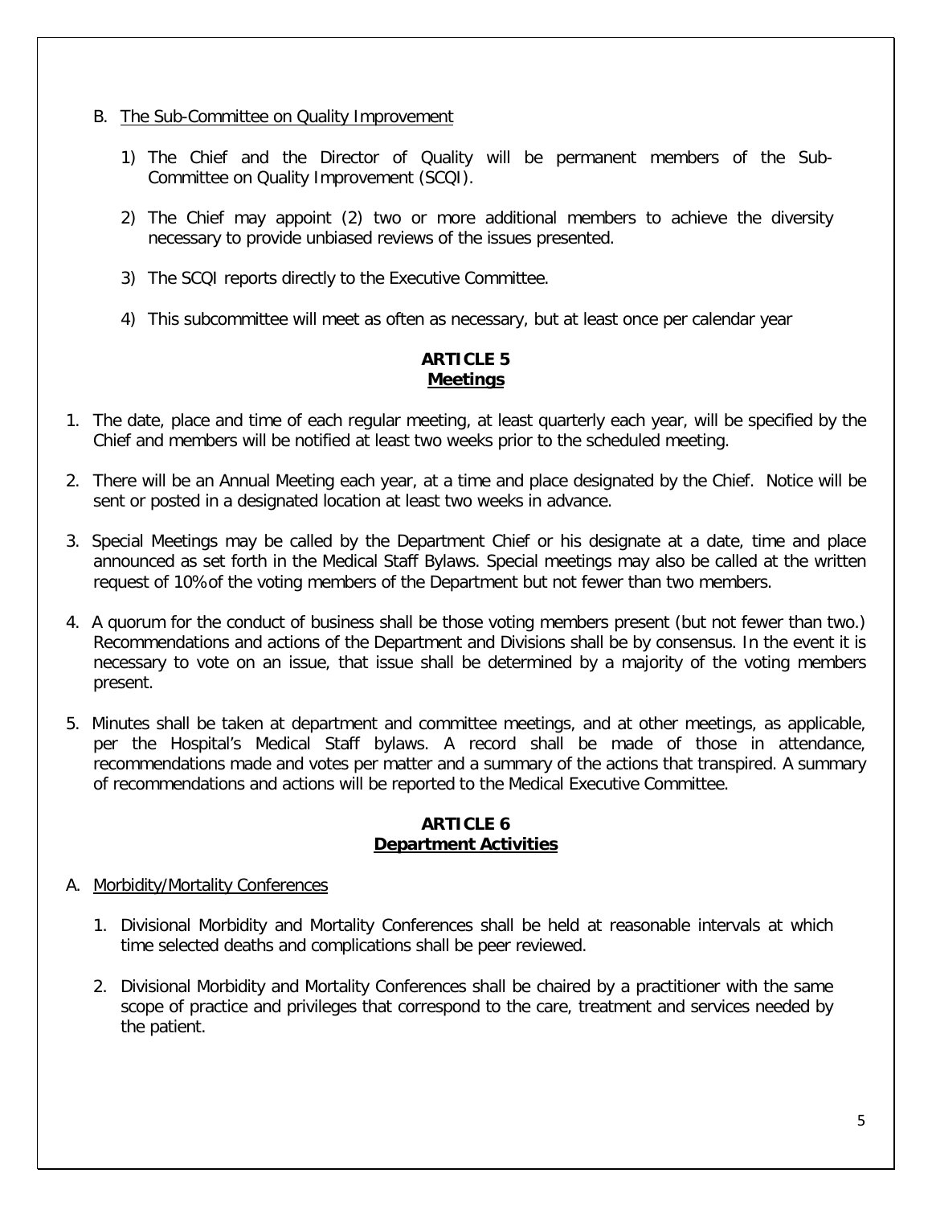B. The Sub-Committee on Quality Improvement

1) The Chief and the Director of Quality will be permanent members of the Sub-Committee on Quality Improvement (SCQI).

2) The Chief may appoint (2) two or more additional members to achieve the diversity necessary to provide unbiased reviews of the issues presented.

3) The SCQI reports directly to the Executive Committee.

4) This subcommittee will meet as often as necessary, but at least once per calendar year

## ARTICLE 5
## Meetings

1. The date, place and time of each regular meeting, at least quarterly each year, will be specified by the Chief and members will be notified at least two weeks prior to the scheduled meeting.

2. There will be an Annual Meeting each year, at a time and place designated by the Chief. Notice will be sent or posted in a designated location at least two weeks in advance.

3. Special Meetings may be called by the Department Chief or his designate at a date, time and place announced as set forth in the Medical Staff Bylaws. Special meetings may also be called at the written request of 10% of the voting members of the Department but not fewer than two members.

4. A quorum for the conduct of business shall be those voting members present (but not fewer than two.) Recommendations and actions of the Department and Divisions shall be by consensus. In the event it is necessary to vote on an issue, that issue shall be determined by a majority of the voting members present.

5. Minutes shall be taken at department and committee meetings, and at other meetings, as applicable, per the Hospital's Medical Staff bylaws. A record shall be made of those in attendance, recommendations made and votes per matter and a summary of the actions that transpired. A summary of recommendations and actions will be reported to the Medical Executive Committee.

## ARTICLE 6
## Department Activities

A. Morbidity/Mortality Conferences

1. Divisional Morbidity and Mortality Conferences shall be held at reasonable intervals at which time selected deaths and complications shall be peer reviewed.

2. Divisional Morbidity and Mortality Conferences shall be chaired by a practitioner with the same scope of practice and privileges that correspond to the care, treatment and services needed by the patient.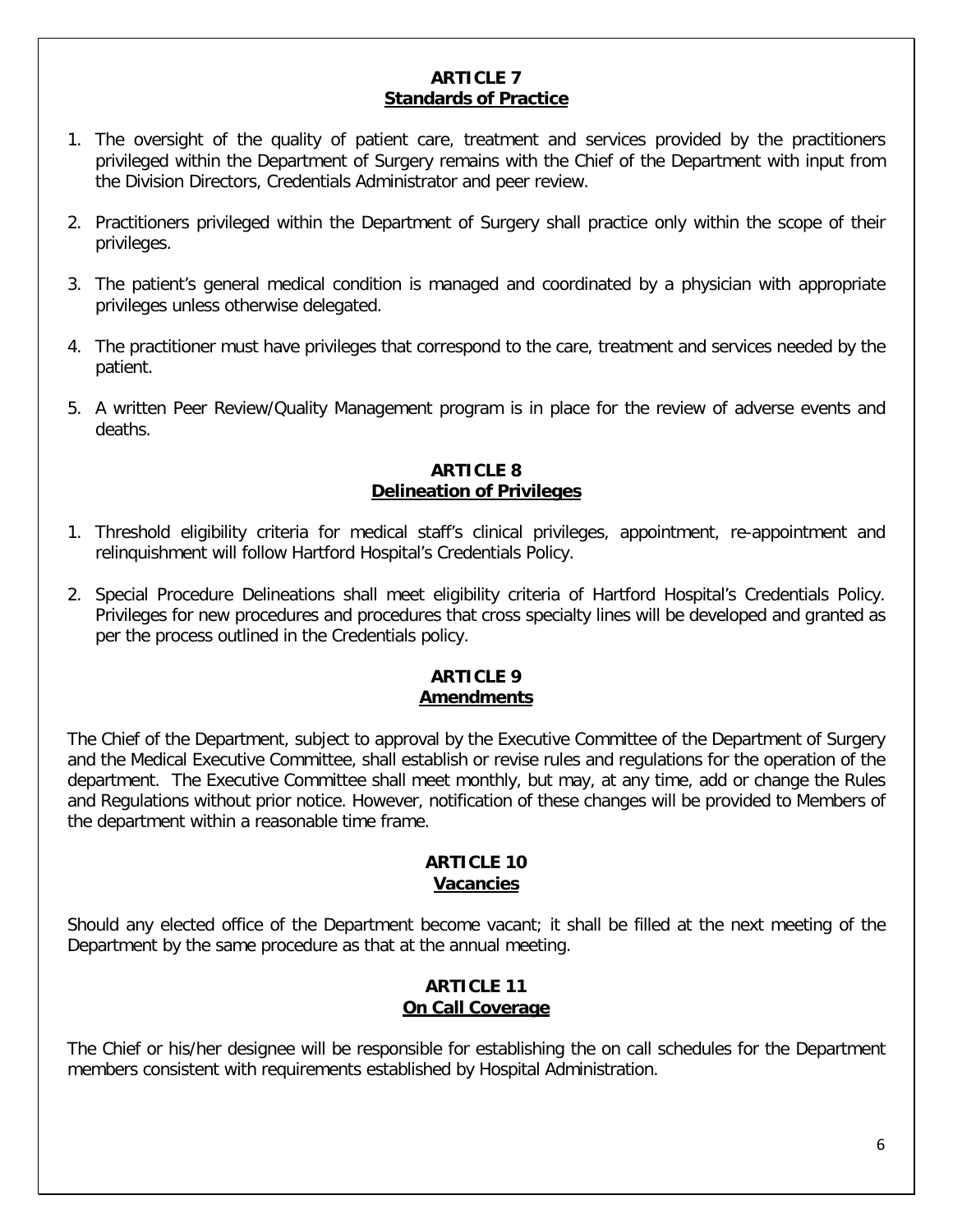## ARTICLE 7
## Standards of Practice

1. The oversight of the quality of patient care, treatment and services provided by the practitioners privileged within the Department of Surgery remains with the Chief of the Department with input from the Division Directors, Credentials Administrator and peer review.

2. Practitioners privileged within the Department of Surgery shall practice only within the scope of their privileges.

3. The patient's general medical condition is managed and coordinated by a physician with appropriate privileges unless otherwise delegated.

4. The practitioner must have privileges that correspond to the care, treatment and services needed by the patient.

5. A written Peer Review/Quality Management program is in place for the review of adverse events and deaths.

## ARTICLE 8
## Delineation of Privileges

1. Threshold eligibility criteria for medical staff's clinical privileges, appointment, re-appointment and relinquishment will follow Hartford Hospital's Credentials Policy.

2. Special Procedure Delineations shall meet eligibility criteria of Hartford Hospital's Credentials Policy. Privileges for new procedures and procedures that cross specialty lines will be developed and granted as per the process outlined in the Credentials policy.

## ARTICLE 9
## Amendments

The Chief of the Department, subject to approval by the Executive Committee of the Department of Surgery and the Medical Executive Committee, shall establish or revise rules and regulations for the operation of the department. The Executive Committee shall meet monthly, but may, at any time, add or change the Rules and Regulations without prior notice. However, notification of these changes will be provided to Members of the department within a reasonable time frame.

## ARTICLE 10
## Vacancies

Should any elected office of the Department become vacant; it shall be filled at the next meeting of the Department by the same procedure as that at the annual meeting.

## ARTICLE 11
## On Call Coverage

The Chief or his/her designee will be responsible for establishing the on call schedules for the Department members consistent with requirements established by Hospital Administration.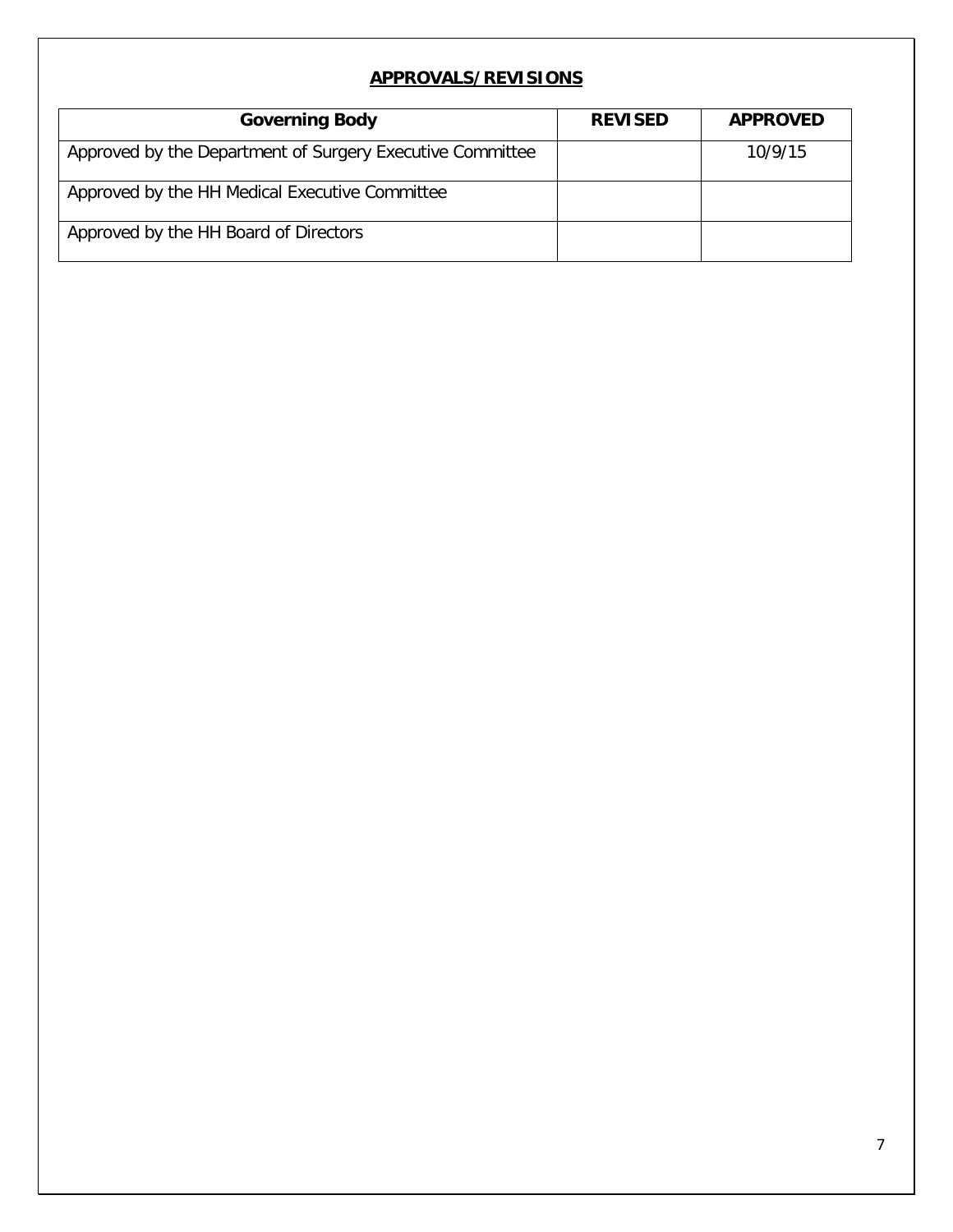**APPROVALS/REVISIONS**

| Governing Body | REVISED | APPROVED |
| --- | --- | --- |
| Approved by the Department of Surgery Executive Committee | | 10/9/15 |
| Approved by the HH Medical Executive Committee | | |
| Approved by the HH Board of Directors | | |